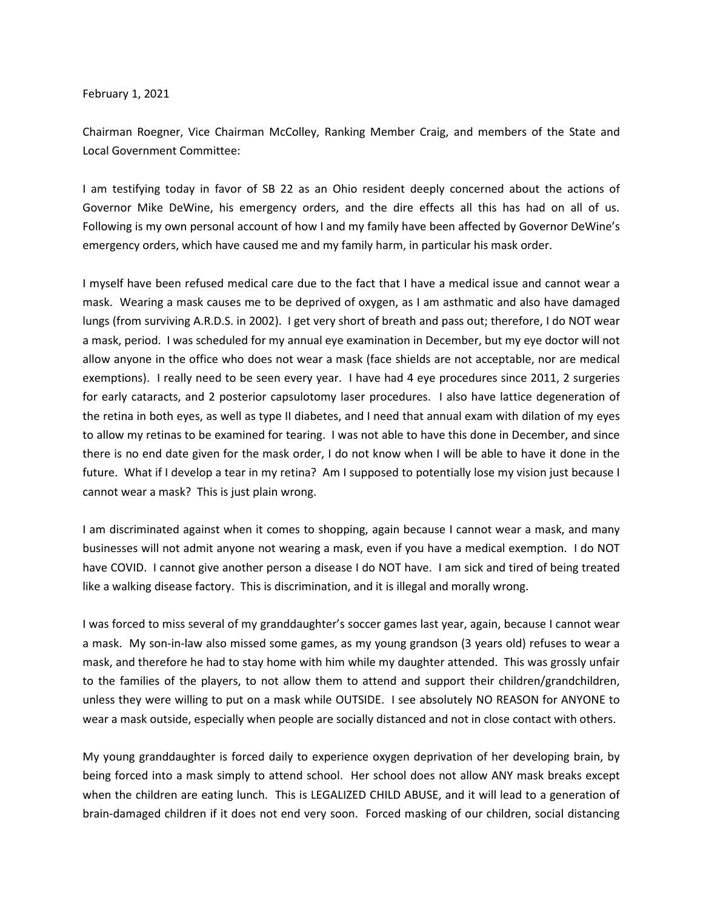February 1, 2021

Chairman Roegner, Vice Chairman McColley, Ranking Member Craig, and members of the State and Local Government Committee:

I am testifying today in favor of SB 22 as an Ohio resident deeply concerned about the actions of Governor Mike DeWine, his emergency orders, and the dire effects all this has had on all of us. Following is my own personal account of how I and my family have been affected by Governor DeWine's emergency orders, which have caused me and my family harm, in particular his mask order.

I myself have been refused medical care due to the fact that I have a medical issue and cannot wear a mask. Wearing a mask causes me to be deprived of oxygen, as I am asthmatic and also have damaged lungs (from surviving A.R.D.S. in 2002). I get very short of breath and pass out; therefore, I do NOT wear a mask, period. I was scheduled for my annual eye examination in December, but my eye doctor will not allow anyone in the office who does not wear a mask (face shields are not acceptable, nor are medical exemptions). I really need to be seen every year. I have had 4 eye procedures since 2011, 2 surgeries for early cataracts, and 2 posterior capsulotomy laser procedures. I also have lattice degeneration of the retina in both eyes, as well as type II diabetes, and I need that annual exam with dilation of my eyes to allow my retinas to be examined for tearing. I was not able to have this done in December, and since there is no end date given for the mask order, I do not know when I will be able to have it done in the future. What if I develop a tear in my retina? Am I supposed to potentially lose my vision just because I cannot wear a mask? This is just plain wrong.

I am discriminated against when it comes to shopping, again because I cannot wear a mask, and many businesses will not admit anyone not wearing a mask, even if you have a medical exemption. I do NOT have COVID. I cannot give another person a disease I do NOT have. I am sick and tired of being treated like a walking disease factory. This is discrimination, and it is illegal and morally wrong.

I was forced to miss several of my granddaughter's soccer games last year, again, because I cannot wear a mask. My son-in-law also missed some games, as my young grandson (3 years old) refuses to wear a mask, and therefore he had to stay home with him while my daughter attended. This was grossly unfair to the families of the players, to not allow them to attend and support their children/grandchildren, unless they were willing to put on a mask while OUTSIDE. I see absolutely NO REASON for ANYONE to wear a mask outside, especially when people are socially distanced and not in close contact with others.

My young granddaughter is forced daily to experience oxygen deprivation of her developing brain, by being forced into a mask simply to attend school. Her school does not allow ANY mask breaks except when the children are eating lunch. This is LEGALIZED CHILD ABUSE, and it will lead to a generation of brain-damaged children if it does not end very soon. Forced masking of our children, social distancing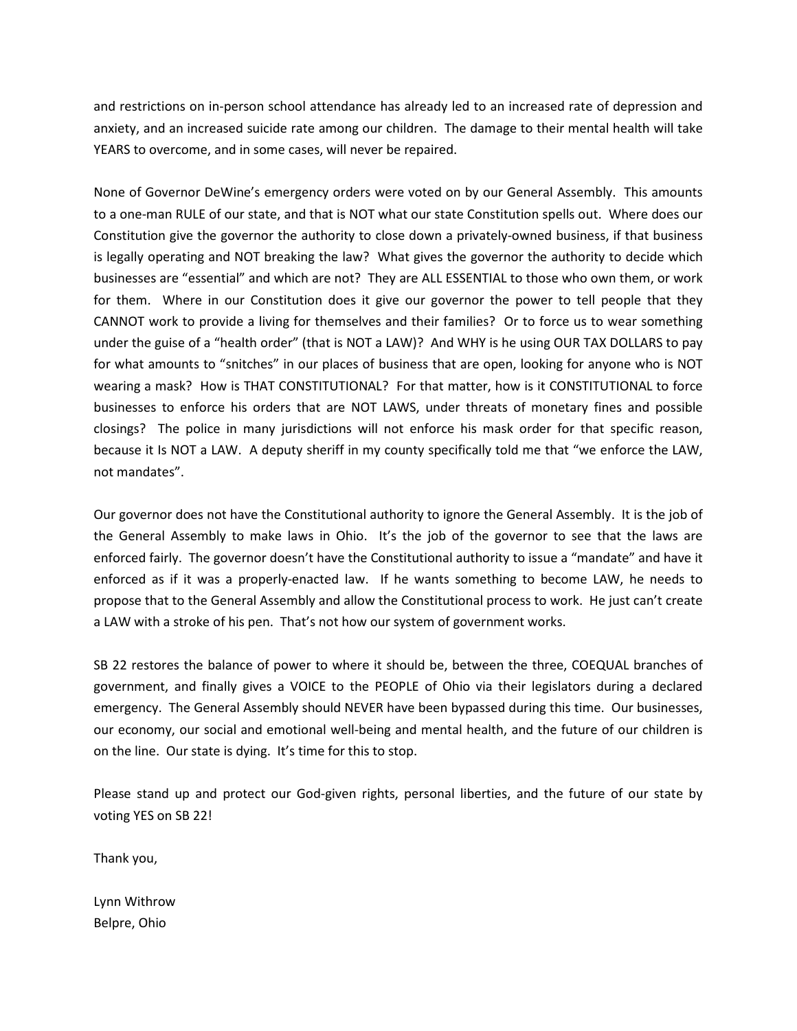and restrictions on in-person school attendance has already led to an increased rate of depression and anxiety, and an increased suicide rate among our children. The damage to their mental health will take YEARS to overcome, and in some cases, will never be repaired.

None of Governor DeWine's emergency orders were voted on by our General Assembly. This amounts to a one-man RULE of our state, and that is NOT what our state Constitution spells out. Where does our Constitution give the governor the authority to close down a privately-owned business, if that business is legally operating and NOT breaking the law? What gives the governor the authority to decide which businesses are "essential" and which are not? They are ALL ESSENTIAL to those who own them, or work for them. Where in our Constitution does it give our governor the power to tell people that they CANNOT work to provide a living for themselves and their families? Or to force us to wear something under the guise of a "health order" (that is NOT a LAW)? And WHY is he using OUR TAX DOLLARS to pay for what amounts to "snitches" in our places of business that are open, looking for anyone who is NOT wearing a mask? How is THAT CONSTITUTIONAL? For that matter, how is it CONSTITUTIONAL to force businesses to enforce his orders that are NOT LAWS, under threats of monetary fines and possible closings? The police in many jurisdictions will not enforce his mask order for that specific reason, because it Is NOT a LAW. A deputy sheriff in my county specifically told me that "we enforce the LAW, not mandates".

Our governor does not have the Constitutional authority to ignore the General Assembly. It is the job of the General Assembly to make laws in Ohio. It's the job of the governor to see that the laws are enforced fairly. The governor doesn't have the Constitutional authority to issue a "mandate" and have it enforced as if it was a properly-enacted law. If he wants something to become LAW, he needs to propose that to the General Assembly and allow the Constitutional process to work. He just can't create a LAW with a stroke of his pen. That's not how our system of government works.

SB 22 restores the balance of power to where it should be, between the three, COEQUAL branches of government, and finally gives a VOICE to the PEOPLE of Ohio via their legislators during a declared emergency. The General Assembly should NEVER have been bypassed during this time. Our businesses, our economy, our social and emotional well-being and mental health, and the future of our children is on the line. Our state is dying. It's time for this to stop.

Please stand up and protect our God-given rights, personal liberties, and the future of our state by voting YES on SB 22!

Thank you,

Lynn Withrow
Belpre, Ohio